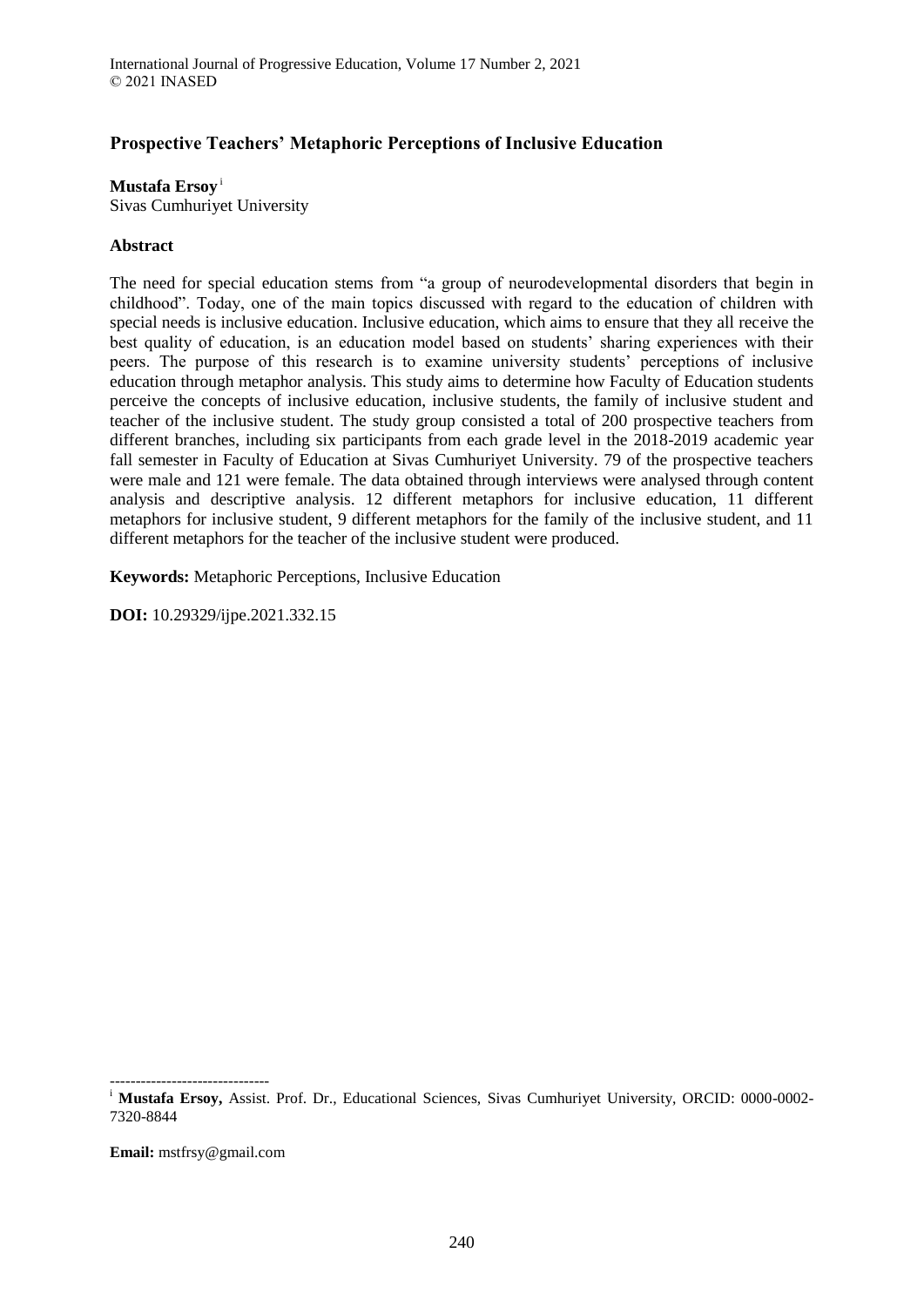# Prospective Teachers' Metaphoric Perceptions of Inclusive Education

**Mustafa Ersoy** [i]
Sivas Cumhuriyet University

## Abstract

The need for special education stems from "a group of neurodevelopmental disorders that begin in childhood". Today, one of the main topics discussed with regard to the education of children with special needs is inclusive education. Inclusive education, which aims to ensure that they all receive the best quality of education, is an education model based on students' sharing experiences with their peers. The purpose of this research is to examine university students' perceptions of inclusive education through metaphor analysis. This study aims to determine how Faculty of Education students perceive the concepts of inclusive education, inclusive students, the family of inclusive student and teacher of the inclusive student. The study group consisted a total of 200 prospective teachers from different branches, including six participants from each grade level in the 2018-2019 academic year fall semester in Faculty of Education at Sivas Cumhuriyet University. 79 of the prospective teachers were male and 121 were female. The data obtained through interviews were analysed through content analysis and descriptive analysis. 12 different metaphors for inclusive education, 11 different metaphors for inclusive student, 9 different metaphors for the family of the inclusive student, and 11 different metaphors for the teacher of the inclusive student were produced.

**Keywords:** Metaphoric Perceptions, Inclusive Education

**DOI:** 10.29329/ijpe.2021.332.15

-------------------------------

[i] **Mustafa Ersoy,** Assist. Prof. Dr., Educational Sciences, Sivas Cumhuriyet University, ORCID: 0000-0002-7320-8844

**Email:** mstfrsy@gmail.com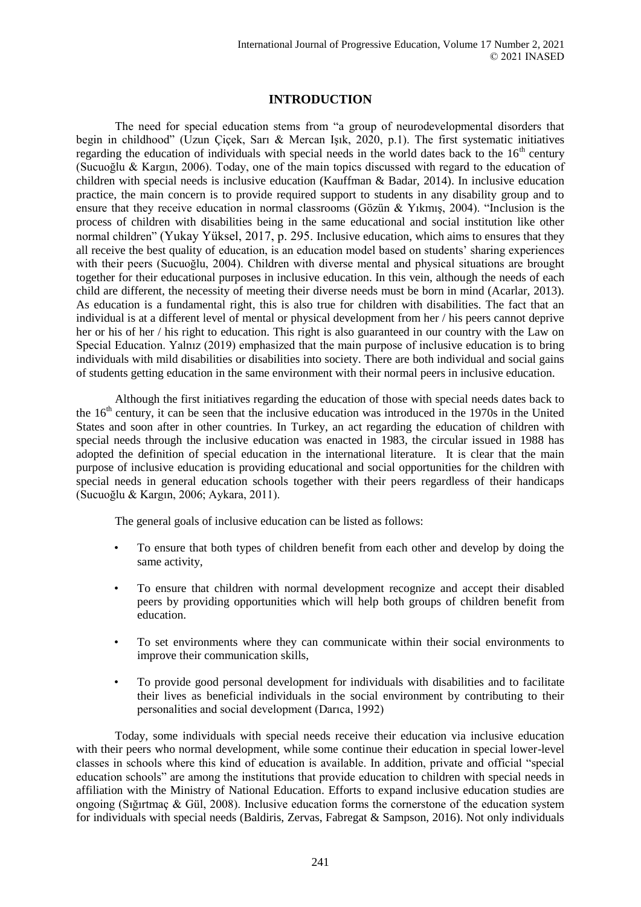# INTRODUCTION

The need for special education stems from "a group of neurodevelopmental disorders that begin in childhood" (Uzun Çiçek, Sarı & Mercan Işık, 2020, p.1). The first systematic initiatives regarding the education of individuals with special needs in the world dates back to the 16$^{th}$ century (Sucuoğlu & Kargın, 2006). Today, one of the main topics discussed with regard to the education of children with special needs is inclusive education (Kauffman & Badar, 2014). In inclusive education practice, the main concern is to provide required support to students in any disability group and to ensure that they receive education in normal classrooms (Gözün & Yıkmış, 2004). "Inclusion is the process of children with disabilities being in the same educational and social institution like other normal children" (Yukay Yüksel, 2017, p. 295. Inclusive education, which aims to ensures that they all receive the best quality of education, is an education model based on students' sharing experiences with their peers (Sucuoğlu, 2004). Children with diverse mental and physical situations are brought together for their educational purposes in inclusive education. In this vein, although the needs of each child are different, the necessity of meeting their diverse needs must be born in mind (Acarlar, 2013). As education is a fundamental right, this is also true for children with disabilities. The fact that an individual is at a different level of mental or physical development from her / his peers cannot deprive her or his of her / his right to education. This right is also guaranteed in our country with the Law on Special Education. Yalnız (2019) emphasized that the main purpose of inclusive education is to bring individuals with mild disabilities or disabilities into society. There are both individual and social gains of students getting education in the same environment with their normal peers in inclusive education.

Although the first initiatives regarding the education of those with special needs dates back to the 16$^{th}$ century, it can be seen that the inclusive education was introduced in the 1970s in the United States and soon after in other countries. In Turkey, an act regarding the education of children with special needs through the inclusive education was enacted in 1983, the circular issued in 1988 has adopted the definition of special education in the international literature. It is clear that the main purpose of inclusive education is providing educational and social opportunities for the children with special needs in general education schools together with their peers regardless of their handicaps (Sucuoğlu & Kargın, 2006; Aykara, 2011).

The general goals of inclusive education can be listed as follows:

- To ensure that both types of children benefit from each other and develop by doing the same activity,
- To ensure that children with normal development recognize and accept their disabled peers by providing opportunities which will help both groups of children benefit from education.
- To set environments where they can communicate within their social environments to improve their communication skills,
- To provide good personal development for individuals with disabilities and to facilitate their lives as beneficial individuals in the social environment by contributing to their personalities and social development (Darıca, 1992)

Today, some individuals with special needs receive their education via inclusive education with their peers who normal development, while some continue their education in special lower-level classes in schools where this kind of education is available. In addition, private and official "special education schools" are among the institutions that provide education to children with special needs in affiliation with the Ministry of National Education. Efforts to expand inclusive education studies are ongoing (Sığırtmaç & Gül, 2008). Inclusive education forms the cornerstone of the education system for individuals with special needs (Baldiris, Zervas, Fabregat & Sampson, 2016). Not only individuals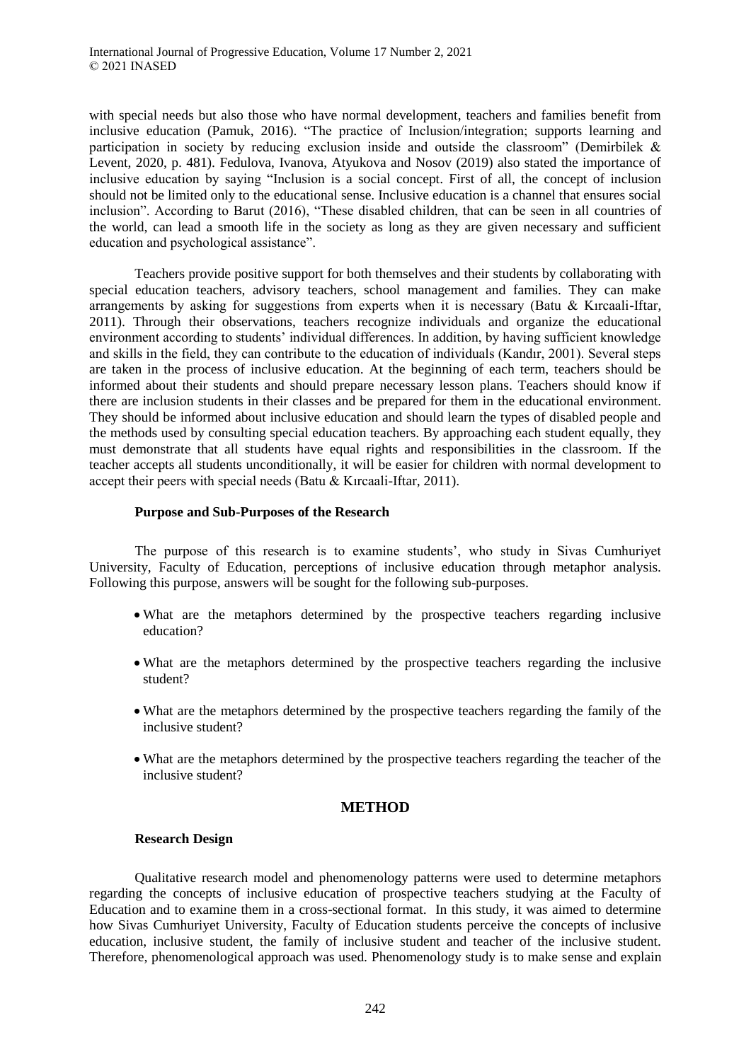with special needs but also those who have normal development, teachers and families benefit from inclusive education (Pamuk, 2016). "The practice of Inclusion/integration; supports learning and participation in society by reducing exclusion inside and outside the classroom" (Demirbilek & Levent, 2020, p. 481). Fedulova, Ivanova, Atyukova and Nosov (2019) also stated the importance of inclusive education by saying "Inclusion is a social concept. First of all, the concept of inclusion should not be limited only to the educational sense. Inclusive education is a channel that ensures social inclusion". According to Barut (2016), "These disabled children, that can be seen in all countries of the world, can lead a smooth life in the society as long as they are given necessary and sufficient education and psychological assistance".

Teachers provide positive support for both themselves and their students by collaborating with special education teachers, advisory teachers, school management and families. They can make arrangements by asking for suggestions from experts when it is necessary (Batu & Kırcaali-Iftar, 2011). Through their observations, teachers recognize individuals and organize the educational environment according to students' individual differences. In addition, by having sufficient knowledge and skills in the field, they can contribute to the education of individuals (Kandır, 2001). Several steps are taken in the process of inclusive education. At the beginning of each term, teachers should be informed about their students and should prepare necessary lesson plans. Teachers should know if there are inclusion students in their classes and be prepared for them in the educational environment. They should be informed about inclusive education and should learn the types of disabled people and the methods used by consulting special education teachers. By approaching each student equally, they must demonstrate that all students have equal rights and responsibilities in the classroom. If the teacher accepts all students unconditionally, it will be easier for children with normal development to accept their peers with special needs (Batu & Kırcaali-Iftar, 2011).

### Purpose and Sub-Purposes of the Research

The purpose of this research is to examine students', who study in Sivas Cumhuriyet University, Faculty of Education, perceptions of inclusive education through metaphor analysis. Following this purpose, answers will be sought for the following sub-purposes.

- What are the metaphors determined by the prospective teachers regarding inclusive education?
- What are the metaphors determined by the prospective teachers regarding the inclusive student?
- What are the metaphors determined by the prospective teachers regarding the family of the inclusive student?
- What are the metaphors determined by the prospective teachers regarding the teacher of the inclusive student?

## METHOD

### Research Design

Qualitative research model and phenomenology patterns were used to determine metaphors regarding the concepts of inclusive education of prospective teachers studying at the Faculty of Education and to examine them in a cross-sectional format. In this study, it was aimed to determine how Sivas Cumhuriyet University, Faculty of Education students perceive the concepts of inclusive education, inclusive student, the family of inclusive student and teacher of the inclusive student. Therefore, phenomenological approach was used. Phenomenology study is to make sense and explain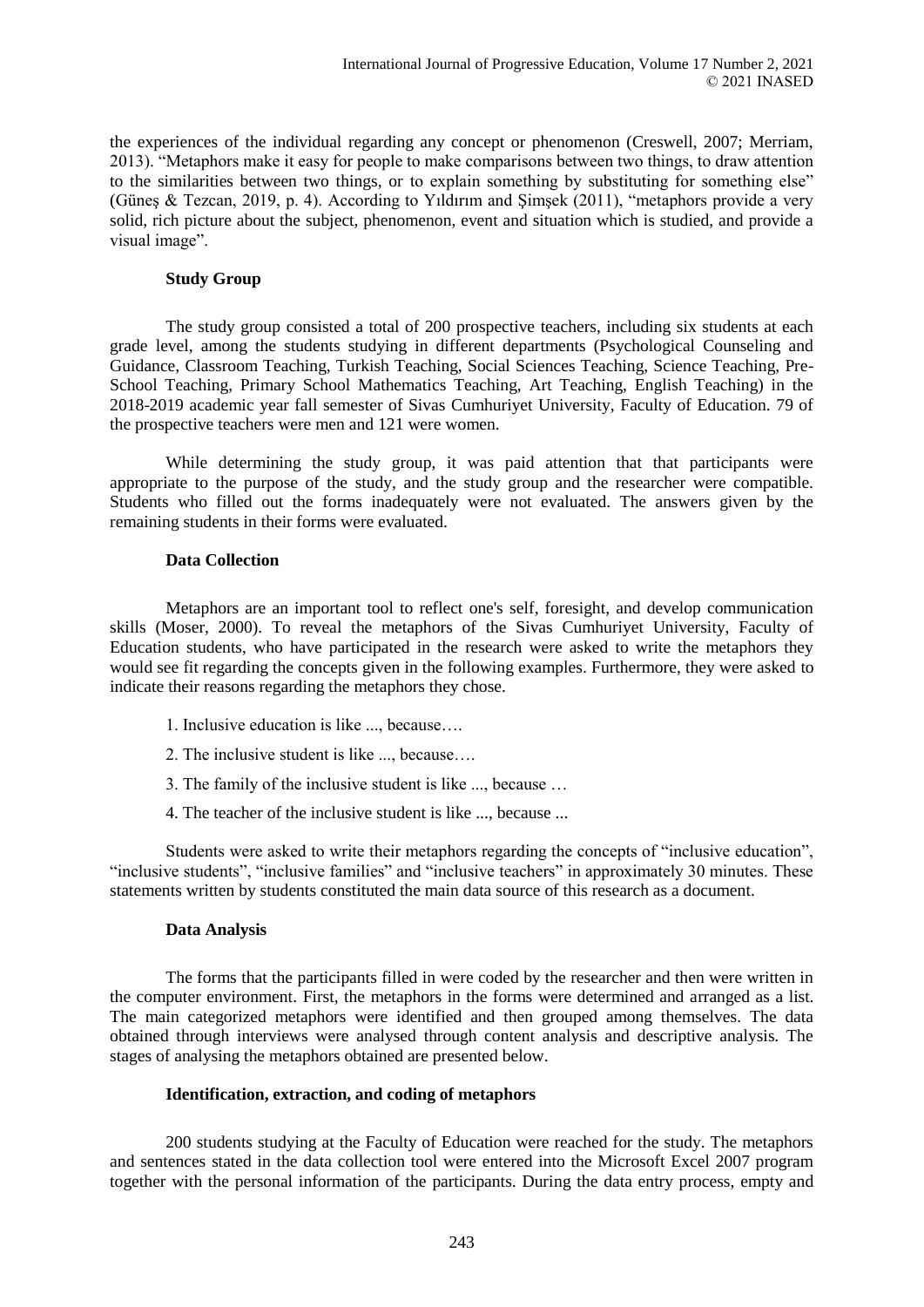the experiences of the individual regarding any concept or phenomenon (Creswell, 2007; Merriam, 2013). "Metaphors make it easy for people to make comparisons between two things, to draw attention to the similarities between two things, or to explain something by substituting for something else" (Güneş & Tezcan, 2019, p. 4). According to Yıldırım and Şimşek (2011), "metaphors provide a very solid, rich picture about the subject, phenomenon, event and situation which is studied, and provide a visual image".

### Study Group

The study group consisted a total of 200 prospective teachers, including six students at each grade level, among the students studying in different departments (Psychological Counseling and Guidance, Classroom Teaching, Turkish Teaching, Social Sciences Teaching, Science Teaching, Pre-School Teaching, Primary School Mathematics Teaching, Art Teaching, English Teaching) in the 2018-2019 academic year fall semester of Sivas Cumhuriyet University, Faculty of Education. 79 of the prospective teachers were men and 121 were women.

While determining the study group, it was paid attention that that participants were appropriate to the purpose of the study, and the study group and the researcher were compatible. Students who filled out the forms inadequately were not evaluated. The answers given by the remaining students in their forms were evaluated.

### Data Collection

Metaphors are an important tool to reflect one's self, foresight, and develop communication skills (Moser, 2000). To reveal the metaphors of the Sivas Cumhuriyet University, Faculty of Education students, who have participated in the research were asked to write the metaphors they would see fit regarding the concepts given in the following examples. Furthermore, they were asked to indicate their reasons regarding the metaphors they chose.

1. Inclusive education is like ..., because….
2. The inclusive student is like ..., because….
3. The family of the inclusive student is like ..., because …
4. The teacher of the inclusive student is like ..., because ...

Students were asked to write their metaphors regarding the concepts of "inclusive education", "inclusive students", "inclusive families" and "inclusive teachers" in approximately 30 minutes. These statements written by students constituted the main data source of this research as a document.

### Data Analysis

The forms that the participants filled in were coded by the researcher and then were written in the computer environment. First, the metaphors in the forms were determined and arranged as a list. The main categorized metaphors were identified and then grouped among themselves. The data obtained through interviews were analysed through content analysis and descriptive analysis. The stages of analysing the metaphors obtained are presented below.

#### Identification, extraction, and coding of metaphors

200 students studying at the Faculty of Education were reached for the study. The metaphors and sentences stated in the data collection tool were entered into the Microsoft Excel 2007 program together with the personal information of the participants. During the data entry process, empty and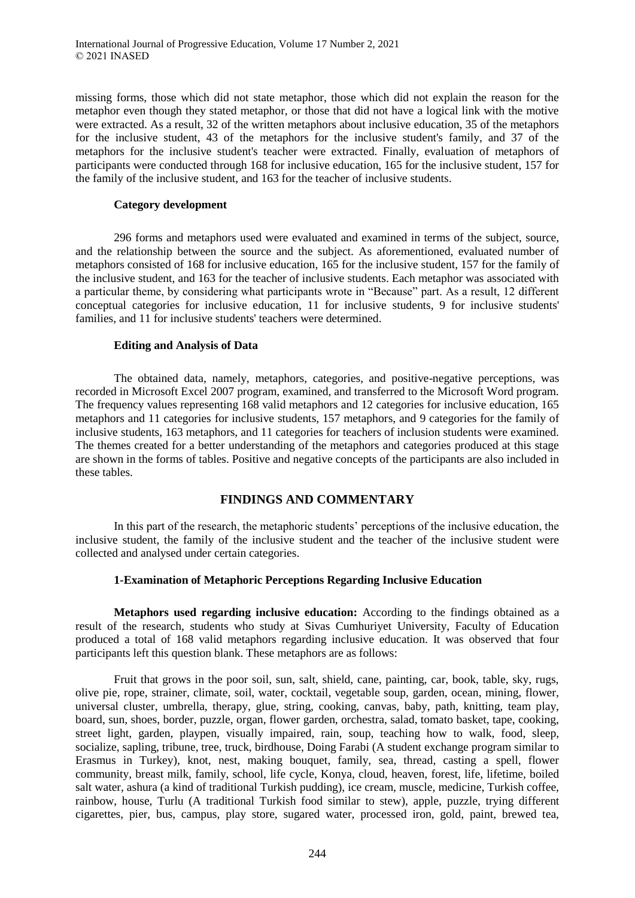missing forms, those which did not state metaphor, those which did not explain the reason for the metaphor even though they stated metaphor, or those that did not have a logical link with the motive were extracted. As a result, 32 of the written metaphors about inclusive education, 35 of the metaphors for the inclusive student, 43 of the metaphors for the inclusive student's family, and 37 of the metaphors for the inclusive student's teacher were extracted. Finally, evaluation of metaphors of participants were conducted through 168 for inclusive education, 165 for the inclusive student, 157 for the family of the inclusive student, and 163 for the teacher of inclusive students.

### Category development

296 forms and metaphors used were evaluated and examined in terms of the subject, source, and the relationship between the source and the subject. As aforementioned, evaluated number of metaphors consisted of 168 for inclusive education, 165 for the inclusive student, 157 for the family of the inclusive student, and 163 for the teacher of inclusive students. Each metaphor was associated with a particular theme, by considering what participants wrote in "Because" part. As a result, 12 different conceptual categories for inclusive education, 11 for inclusive students, 9 for inclusive students' families, and 11 for inclusive students' teachers were determined.

### Editing and Analysis of Data

The obtained data, namely, metaphors, categories, and positive-negative perceptions, was recorded in Microsoft Excel 2007 program, examined, and transferred to the Microsoft Word program. The frequency values representing 168 valid metaphors and 12 categories for inclusive education, 165 metaphors and 11 categories for inclusive students, 157 metaphors, and 9 categories for the family of inclusive students, 163 metaphors, and 11 categories for teachers of inclusion students were examined. The themes created for a better understanding of the metaphors and categories produced at this stage are shown in the forms of tables. Positive and negative concepts of the participants are also included in these tables.

## FINDINGS AND COMMENTARY

In this part of the research, the metaphoric students' perceptions of the inclusive education, the inclusive student, the family of the inclusive student and the teacher of the inclusive student were collected and analysed under certain categories.

### 1-Examination of Metaphoric Perceptions Regarding Inclusive Education

**Metaphors used regarding inclusive education:** According to the findings obtained as a result of the research, students who study at Sivas Cumhuriyet University, Faculty of Education produced a total of 168 valid metaphors regarding inclusive education. It was observed that four participants left this question blank. These metaphors are as follows:

Fruit that grows in the poor soil, sun, salt, shield, cane, painting, car, book, table, sky, rugs, olive pie, rope, strainer, climate, soil, water, cocktail, vegetable soup, garden, ocean, mining, flower, universal cluster, umbrella, therapy, glue, string, cooking, canvas, baby, path, knitting, team play, board, sun, shoes, border, puzzle, organ, flower garden, orchestra, salad, tomato basket, tape, cooking, street light, garden, playpen, visually impaired, rain, soup, teaching how to walk, food, sleep, socialize, sapling, tribune, tree, truck, birdhouse, Doing Farabi (A student exchange program similar to Erasmus in Turkey), knot, nest, making bouquet, family, sea, thread, casting a spell, flower community, breast milk, family, school, life cycle, Konya, cloud, heaven, forest, life, lifetime, boiled salt water, ashura (a kind of traditional Turkish pudding), ice cream, muscle, medicine, Turkish coffee, rainbow, house, Turlu (A traditional Turkish food similar to stew), apple, puzzle, trying different cigarettes, pier, bus, campus, play store, sugared water, processed iron, gold, paint, brewed tea,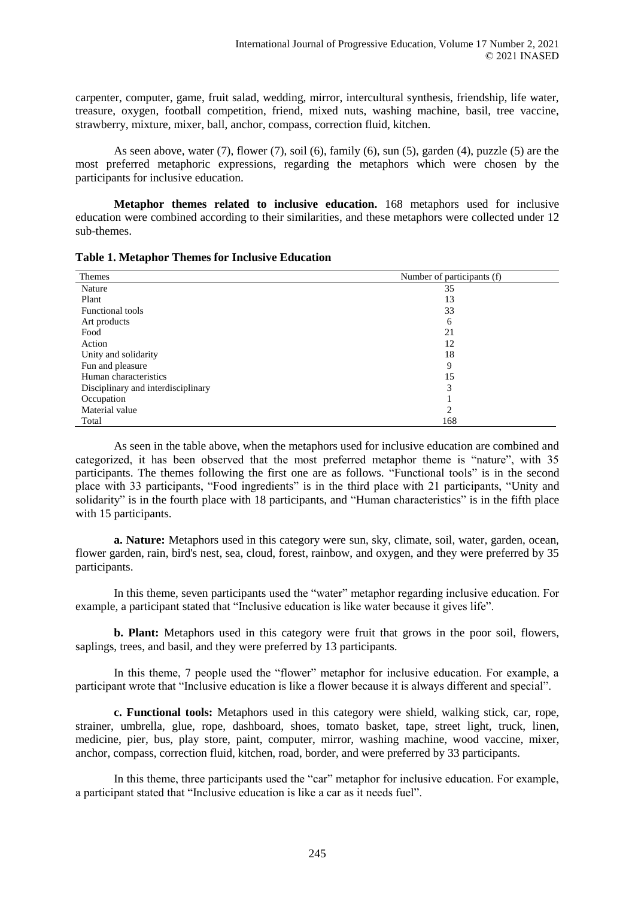carpenter, computer, game, fruit salad, wedding, mirror, intercultural synthesis, friendship, life water, treasure, oxygen, football competition, friend, mixed nuts, washing machine, basil, tree vaccine, strawberry, mixture, mixer, ball, anchor, compass, correction fluid, kitchen.

As seen above, water (7), flower (7), soil (6), family (6), sun (5), garden (4), puzzle (5) are the most preferred metaphoric expressions, regarding the metaphors which were chosen by the participants for inclusive education.

**Metaphor themes related to inclusive education.** 168 metaphors used for inclusive education were combined according to their similarities, and these metaphors were collected under 12 sub-themes.

**Table 1. Metaphor Themes for Inclusive Education**

| Themes | Number of participants (f) |
|---|---|
| Nature | 35 |
| Plant | 13 |
| Functional tools | 33 |
| Art products | 6 |
| Food | 21 |
| Action | 12 |
| Unity and solidarity | 18 |
| Fun and pleasure | 9 |
| Human characteristics | 15 |
| Disciplinary and interdisciplinary | 3 |
| Occupation | 1 |
| Material value | 2 |
| Total | 168 |

As seen in the table above, when the metaphors used for inclusive education are combined and categorized, it has been observed that the most preferred metaphor theme is "nature", with 35 participants. The themes following the first one are as follows. "Functional tools" is in the second place with 33 participants, "Food ingredients" is in the third place with 21 participants, "Unity and solidarity" is in the fourth place with 18 participants, and "Human characteristics" is in the fifth place with 15 participants.

**a. Nature:** Metaphors used in this category were sun, sky, climate, soil, water, garden, ocean, flower garden, rain, bird's nest, sea, cloud, forest, rainbow, and oxygen, and they were preferred by 35 participants.

In this theme, seven participants used the "water" metaphor regarding inclusive education. For example, a participant stated that "Inclusive education is like water because it gives life".

**b. Plant:** Metaphors used in this category were fruit that grows in the poor soil, flowers, saplings, trees, and basil, and they were preferred by 13 participants.

In this theme, 7 people used the "flower" metaphor for inclusive education. For example, a participant wrote that "Inclusive education is like a flower because it is always different and special".

**c. Functional tools:** Metaphors used in this category were shield, walking stick, car, rope, strainer, umbrella, glue, rope, dashboard, shoes, tomato basket, tape, street light, truck, linen, medicine, pier, bus, play store, paint, computer, mirror, washing machine, wood vaccine, mixer, anchor, compass, correction fluid, kitchen, road, border, and were preferred by 33 participants.

In this theme, three participants used the "car" metaphor for inclusive education. For example, a participant stated that "Inclusive education is like a car as it needs fuel".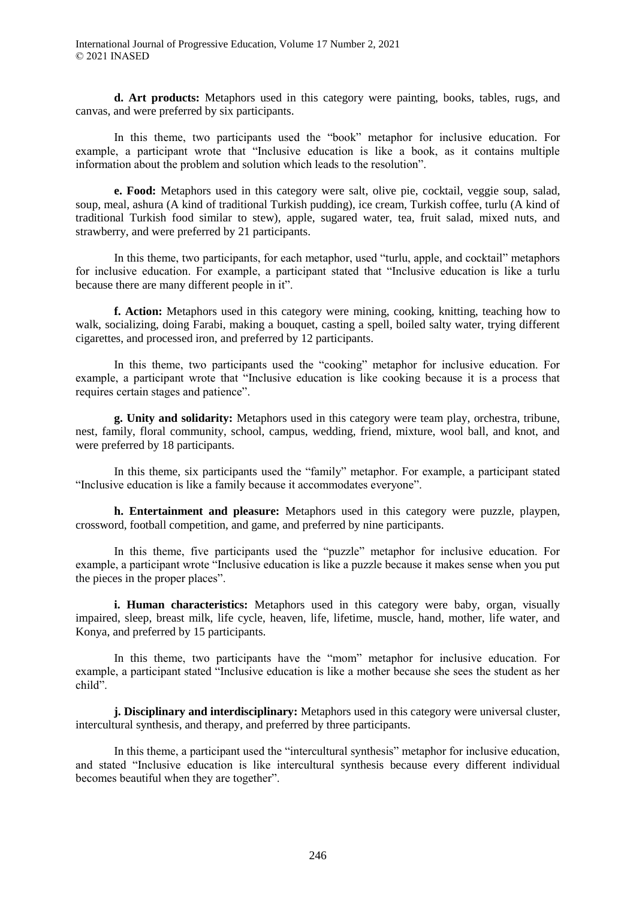**d. Art products:** Metaphors used in this category were painting, books, tables, rugs, and canvas, and were preferred by six participants.

In this theme, two participants used the "book" metaphor for inclusive education. For example, a participant wrote that "Inclusive education is like a book, as it contains multiple information about the problem and solution which leads to the resolution".

**e. Food:** Metaphors used in this category were salt, olive pie, cocktail, veggie soup, salad, soup, meal, ashura (A kind of traditional Turkish pudding), ice cream, Turkish coffee, turlu (A kind of traditional Turkish food similar to stew), apple, sugared water, tea, fruit salad, mixed nuts, and strawberry, and were preferred by 21 participants.

In this theme, two participants, for each metaphor, used "turlu, apple, and cocktail" metaphors for inclusive education. For example, a participant stated that "Inclusive education is like a turlu because there are many different people in it".

**f. Action:** Metaphors used in this category were mining, cooking, knitting, teaching how to walk, socializing, doing Farabi, making a bouquet, casting a spell, boiled salty water, trying different cigarettes, and processed iron, and preferred by 12 participants.

In this theme, two participants used the "cooking" metaphor for inclusive education. For example, a participant wrote that "Inclusive education is like cooking because it is a process that requires certain stages and patience".

**g. Unity and solidarity:** Metaphors used in this category were team play, orchestra, tribune, nest, family, floral community, school, campus, wedding, friend, mixture, wool ball, and knot, and were preferred by 18 participants.

In this theme, six participants used the "family" metaphor. For example, a participant stated "Inclusive education is like a family because it accommodates everyone".

**h. Entertainment and pleasure:** Metaphors used in this category were puzzle, playpen, crossword, football competition, and game, and preferred by nine participants.

In this theme, five participants used the "puzzle" metaphor for inclusive education. For example, a participant wrote "Inclusive education is like a puzzle because it makes sense when you put the pieces in the proper places".

**i. Human characteristics:** Metaphors used in this category were baby, organ, visually impaired, sleep, breast milk, life cycle, heaven, life, lifetime, muscle, hand, mother, life water, and Konya, and preferred by 15 participants.

In this theme, two participants have the "mom" metaphor for inclusive education. For example, a participant stated "Inclusive education is like a mother because she sees the student as her child".

**j. Disciplinary and interdisciplinary:** Metaphors used in this category were universal cluster, intercultural synthesis, and therapy, and preferred by three participants.

In this theme, a participant used the "intercultural synthesis" metaphor for inclusive education, and stated "Inclusive education is like intercultural synthesis because every different individual becomes beautiful when they are together".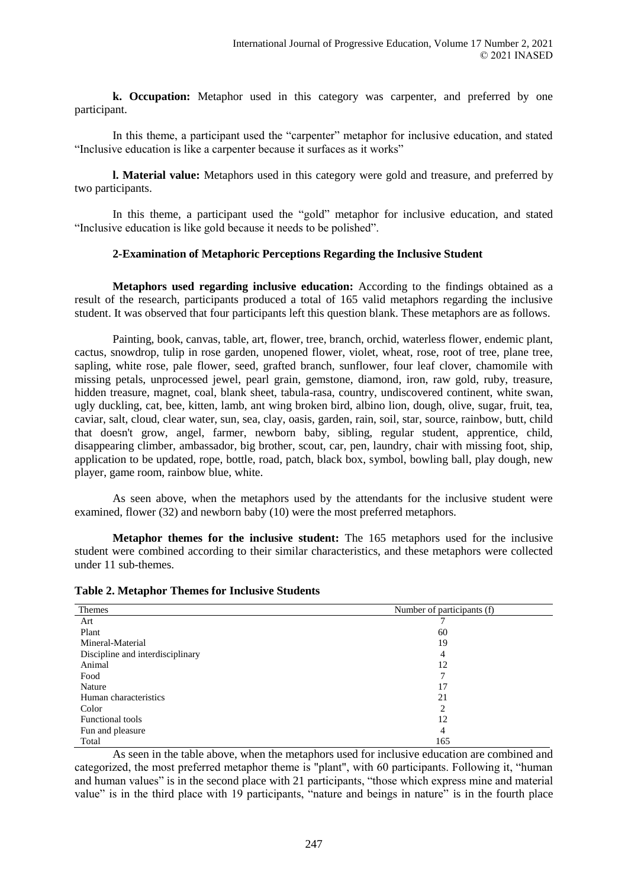**k. Occupation:** Metaphor used in this category was carpenter, and preferred by one participant.

In this theme, a participant used the "carpenter" metaphor for inclusive education, and stated "Inclusive education is like a carpenter because it surfaces as it works"

**l. Material value:** Metaphors used in this category were gold and treasure, and preferred by two participants.

In this theme, a participant used the "gold" metaphor for inclusive education, and stated "Inclusive education is like gold because it needs to be polished".

### 2-Examination of Metaphoric Perceptions Regarding the Inclusive Student

**Metaphors used regarding inclusive education:** According to the findings obtained as a result of the research, participants produced a total of 165 valid metaphors regarding the inclusive student. It was observed that four participants left this question blank. These metaphors are as follows.

Painting, book, canvas, table, art, flower, tree, branch, orchid, waterless flower, endemic plant, cactus, snowdrop, tulip in rose garden, unopened flower, violet, wheat, rose, root of tree, plane tree, sapling, white rose, pale flower, seed, grafted branch, sunflower, four leaf clover, chamomile with missing petals, unprocessed jewel, pearl grain, gemstone, diamond, iron, raw gold, ruby, treasure, hidden treasure, magnet, coal, blank sheet, tabula-rasa, country, undiscovered continent, white swan, ugly duckling, cat, bee, kitten, lamb, ant wing broken bird, albino lion, dough, olive, sugar, fruit, tea, caviar, salt, cloud, clear water, sun, sea, clay, oasis, garden, rain, soil, star, source, rainbow, butt, child that doesn't grow, angel, farmer, newborn baby, sibling, regular student, apprentice, child, disappearing climber, ambassador, big brother, scout, car, pen, laundry, chair with missing foot, ship, application to be updated, rope, bottle, road, patch, black box, symbol, bowling ball, play dough, new player, game room, rainbow blue, white.

As seen above, when the metaphors used by the attendants for the inclusive student were examined, flower (32) and newborn baby (10) were the most preferred metaphors.

**Metaphor themes for the inclusive student:** The 165 metaphors used for the inclusive student were combined according to their similar characteristics, and these metaphors were collected under 11 sub-themes.

**Table 2. Metaphor Themes for Inclusive Students**

| Themes | Number of participants (f) |
|---|---|
| Art | 7 |
| Plant | 60 |
| Mineral-Material | 19 |
| Discipline and interdisciplinary | 4 |
| Animal | 12 |
| Food | 7 |
| Nature | 17 |
| Human characteristics | 21 |
| Color | 2 |
| Functional tools | 12 |
| Fun and pleasure | 4 |
| Total | 165 |

As seen in the table above, when the metaphors used for inclusive education are combined and categorized, the most preferred metaphor theme is "plant", with 60 participants. Following it, "human and human values" is in the second place with 21 participants, "those which express mine and material value" is in the third place with 19 participants, "nature and beings in nature" is in the fourth place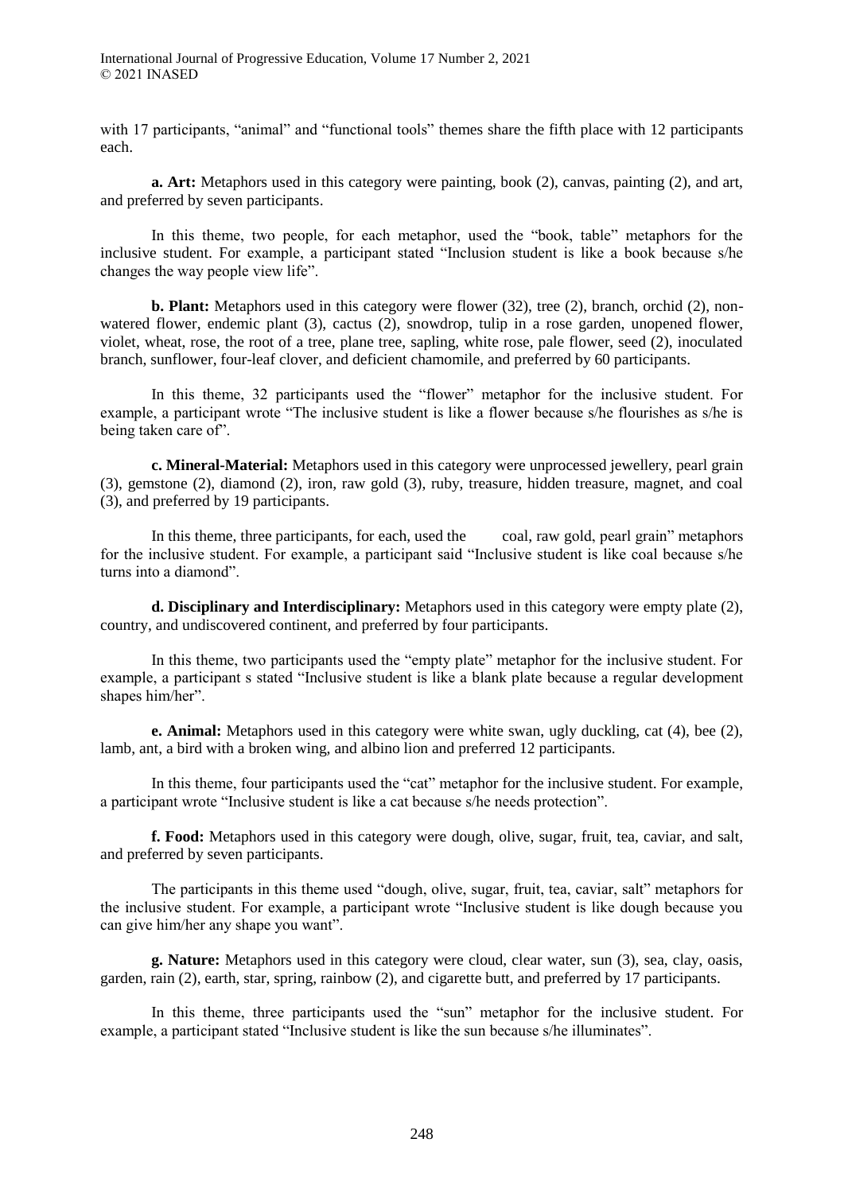with 17 participants, "animal" and "functional tools" themes share the fifth place with 12 participants each.

**a. Art:** Metaphors used in this category were painting, book (2), canvas, painting (2), and art, and preferred by seven participants.

In this theme, two people, for each metaphor, used the "book, table" metaphors for the inclusive student. For example, a participant stated "Inclusion student is like a book because s/he changes the way people view life".

**b. Plant:** Metaphors used in this category were flower (32), tree (2), branch, orchid (2), non-watered flower, endemic plant (3), cactus (2), snowdrop, tulip in a rose garden, unopened flower, violet, wheat, rose, the root of a tree, plane tree, sapling, white rose, pale flower, seed (2), inoculated branch, sunflower, four-leaf clover, and deficient chamomile, and preferred by 60 participants.

In this theme, 32 participants used the "flower" metaphor for the inclusive student. For example, a participant wrote "The inclusive student is like a flower because s/he flourishes as s/he is being taken care of".

**c. Mineral-Material:** Metaphors used in this category were unprocessed jewellery, pearl grain (3), gemstone (2), diamond (2), iron, raw gold (3), ruby, treasure, hidden treasure, magnet, and coal (3), and preferred by 19 participants.

In this theme, three participants, for each, used the coal, raw gold, pearl grain" metaphors for the inclusive student. For example, a participant said "Inclusive student is like coal because s/he turns into a diamond".

**d. Disciplinary and Interdisciplinary:** Metaphors used in this category were empty plate (2), country, and undiscovered continent, and preferred by four participants.

In this theme, two participants used the "empty plate" metaphor for the inclusive student. For example, a participant s stated "Inclusive student is like a blank plate because a regular development shapes him/her".

**e. Animal:** Metaphors used in this category were white swan, ugly duckling, cat (4), bee (2), lamb, ant, a bird with a broken wing, and albino lion and preferred 12 participants.

In this theme, four participants used the "cat" metaphor for the inclusive student. For example, a participant wrote "Inclusive student is like a cat because s/he needs protection".

**f. Food:** Metaphors used in this category were dough, olive, sugar, fruit, tea, caviar, and salt, and preferred by seven participants.

The participants in this theme used "dough, olive, sugar, fruit, tea, caviar, salt" metaphors for the inclusive student. For example, a participant wrote "Inclusive student is like dough because you can give him/her any shape you want".

**g. Nature:** Metaphors used in this category were cloud, clear water, sun (3), sea, clay, oasis, garden, rain (2), earth, star, spring, rainbow (2), and cigarette butt, and preferred by 17 participants.

In this theme, three participants used the "sun" metaphor for the inclusive student. For example, a participant stated "Inclusive student is like the sun because s/he illuminates".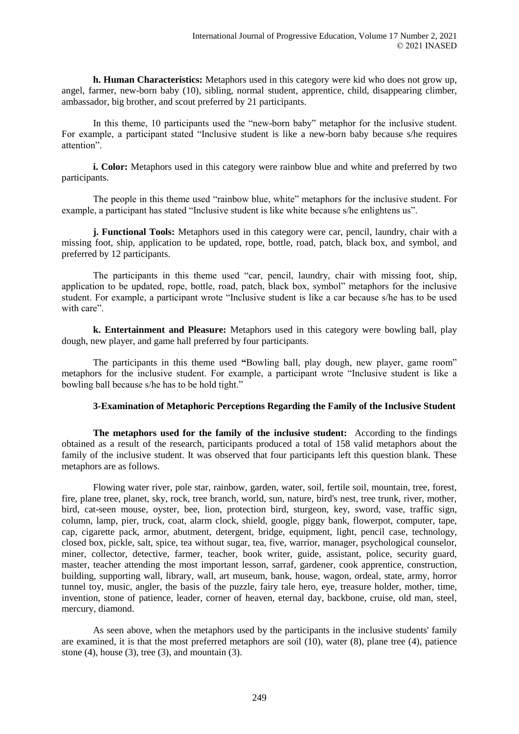**h. Human Characteristics:** Metaphors used in this category were kid who does not grow up, angel, farmer, new-born baby (10), sibling, normal student, apprentice, child, disappearing climber, ambassador, big brother, and scout preferred by 21 participants.

In this theme, 10 participants used the "new-born baby" metaphor for the inclusive student. For example, a participant stated "Inclusive student is like a new-born baby because s/he requires attention".

**i. Color:** Metaphors used in this category were rainbow blue and white and preferred by two participants.

The people in this theme used "rainbow blue, white" metaphors for the inclusive student. For example, a participant has stated "Inclusive student is like white because s/he enlightens us".

**j. Functional Tools:** Metaphors used in this category were car, pencil, laundry, chair with a missing foot, ship, application to be updated, rope, bottle, road, patch, black box, and symbol, and preferred by 12 participants.

The participants in this theme used "car, pencil, laundry, chair with missing foot, ship, application to be updated, rope, bottle, road, patch, black box, symbol" metaphors for the inclusive student. For example, a participant wrote "Inclusive student is like a car because s/he has to be used with care".

**k. Entertainment and Pleasure:** Metaphors used in this category were bowling ball, play dough, new player, and game hall preferred by four participants.

The participants in this theme used **"**Bowling ball, play dough, new player, game room" metaphors for the inclusive student. For example, a participant wrote "Inclusive student is like a bowling ball because s/he has to be hold tight."

### 3-Examination of Metaphoric Perceptions Regarding the Family of the Inclusive Student

**The metaphors used for the family of the inclusive student:** According to the findings obtained as a result of the research, participants produced a total of 158 valid metaphors about the family of the inclusive student. It was observed that four participants left this question blank. These metaphors are as follows.

Flowing water river, pole star, rainbow, garden, water, soil, fertile soil, mountain, tree, forest, fire, plane tree, planet, sky, rock, tree branch, world, sun, nature, bird's nest, tree trunk, river, mother, bird, cat-seen mouse, oyster, bee, lion, protection bird, sturgeon, key, sword, vase, traffic sign, column, lamp, pier, truck, coat, alarm clock, shield, google, piggy bank, flowerpot, computer, tape, cap, cigarette pack, armor, abutment, detergent, bridge, equipment, light, pencil case, technology, closed box, pickle, salt, spice, tea without sugar, tea, five, warrior, manager, psychological counselor, miner, collector, detective, farmer, teacher, book writer, guide, assistant, police, security guard, master, teacher attending the most important lesson, sarraf, gardener, cook apprentice, construction, building, supporting wall, library, wall, art museum, bank, house, wagon, ordeal, state, army, horror tunnel toy, music, angler, the basis of the puzzle, fairy tale hero, eye, treasure holder, mother, time, invention, stone of patience, leader, corner of heaven, eternal day, backbone, cruise, old man, steel, mercury, diamond.

As seen above, when the metaphors used by the participants in the inclusive students' family are examined, it is that the most preferred metaphors are soil (10), water (8), plane tree (4), patience stone (4), house (3), tree (3), and mountain (3).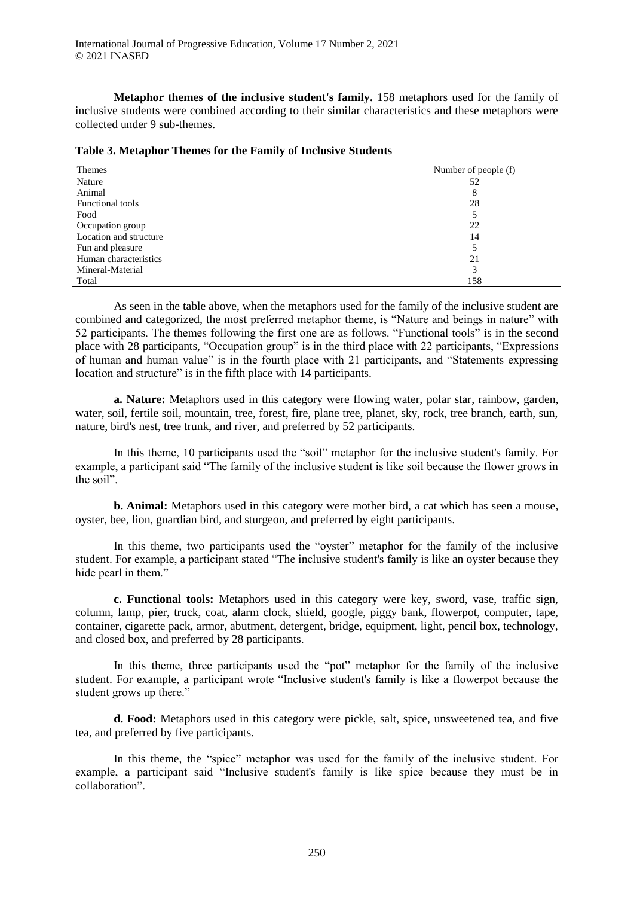**Metaphor themes of the inclusive student's family.** 158 metaphors used for the family of inclusive students were combined according to their similar characteristics and these metaphors were collected under 9 sub-themes.

**Table 3. Metaphor Themes for the Family of Inclusive Students**

| Themes | Number of people (f) |
|---|---|
| Nature | 52 |
| Animal | 8 |
| Functional tools | 28 |
| Food | 5 |
| Occupation group | 22 |
| Location and structure | 14 |
| Fun and pleasure | 5 |
| Human characteristics | 21 |
| Mineral-Material | 3 |
| Total | 158 |

As seen in the table above, when the metaphors used for the family of the inclusive student are combined and categorized, the most preferred metaphor theme, is "Nature and beings in nature" with 52 participants. The themes following the first one are as follows. "Functional tools" is in the second place with 28 participants, "Occupation group" is in the third place with 22 participants, "Expressions of human and human value" is in the fourth place with 21 participants, and "Statements expressing location and structure" is in the fifth place with 14 participants.

**a. Nature:** Metaphors used in this category were flowing water, polar star, rainbow, garden, water, soil, fertile soil, mountain, tree, forest, fire, plane tree, planet, sky, rock, tree branch, earth, sun, nature, bird's nest, tree trunk, and river, and preferred by 52 participants.

In this theme, 10 participants used the "soil" metaphor for the inclusive student's family. For example, a participant said "The family of the inclusive student is like soil because the flower grows in the soil".

**b. Animal:** Metaphors used in this category were mother bird, a cat which has seen a mouse, oyster, bee, lion, guardian bird, and sturgeon, and preferred by eight participants.

In this theme, two participants used the "oyster" metaphor for the family of the inclusive student. For example, a participant stated "The inclusive student's family is like an oyster because they hide pearl in them."

**c. Functional tools:** Metaphors used in this category were key, sword, vase, traffic sign, column, lamp, pier, truck, coat, alarm clock, shield, google, piggy bank, flowerpot, computer, tape, container, cigarette pack, armor, abutment, detergent, bridge, equipment, light, pencil box, technology, and closed box, and preferred by 28 participants.

In this theme, three participants used the "pot" metaphor for the family of the inclusive student. For example, a participant wrote "Inclusive student's family is like a flowerpot because the student grows up there."

**d. Food:** Metaphors used in this category were pickle, salt, spice, unsweetened tea, and five tea, and preferred by five participants.

In this theme, the "spice" metaphor was used for the family of the inclusive student. For example, a participant said "Inclusive student's family is like spice because they must be in collaboration".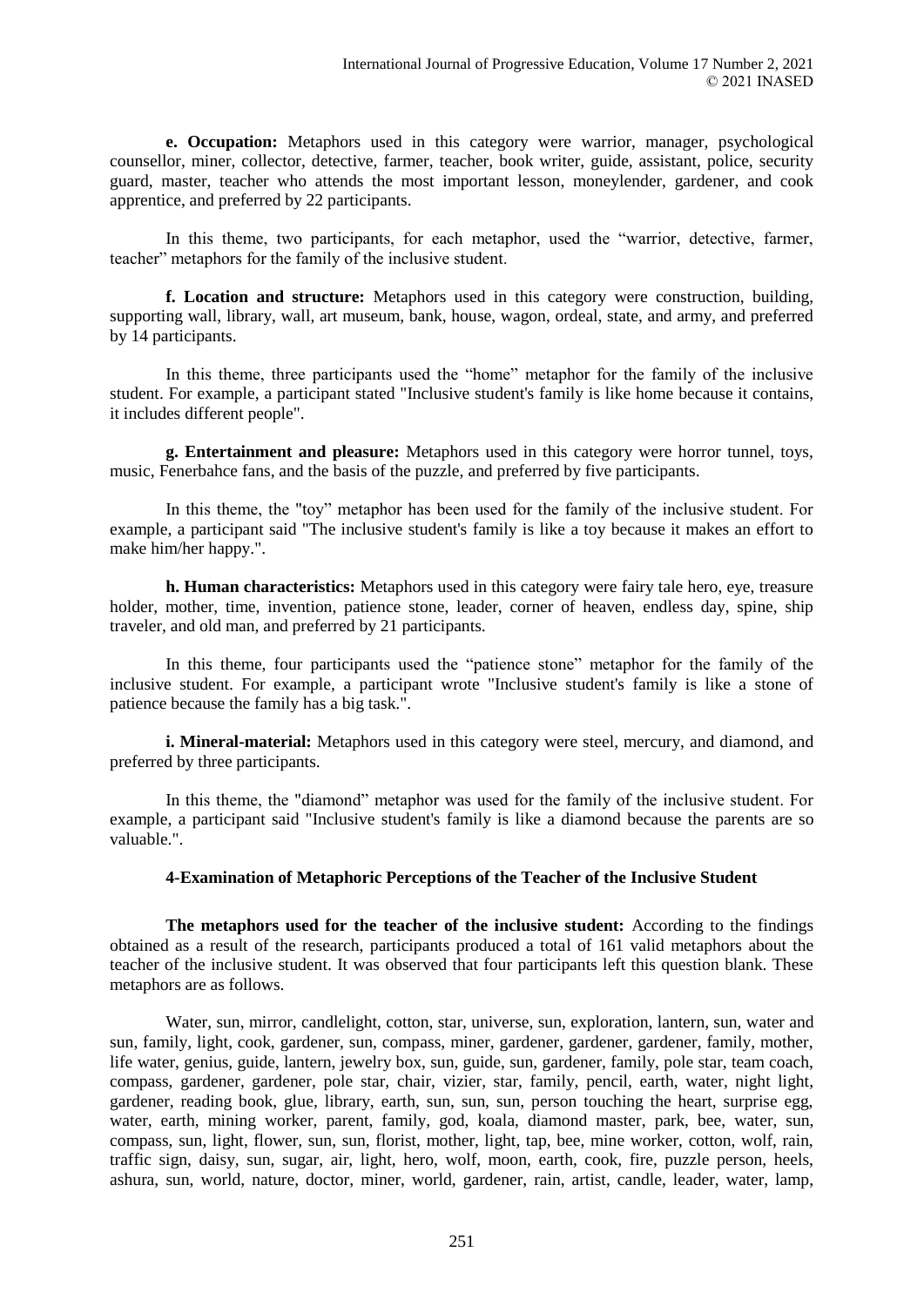**e. Occupation:** Metaphors used in this category were warrior, manager, psychological counsellor, miner, collector, detective, farmer, teacher, book writer, guide, assistant, police, security guard, master, teacher who attends the most important lesson, moneylender, gardener, and cook apprentice, and preferred by 22 participants.

In this theme, two participants, for each metaphor, used the "warrior, detective, farmer, teacher" metaphors for the family of the inclusive student.

**f. Location and structure:** Metaphors used in this category were construction, building, supporting wall, library, wall, art museum, bank, house, wagon, ordeal, state, and army, and preferred by 14 participants.

In this theme, three participants used the "home" metaphor for the family of the inclusive student. For example, a participant stated "Inclusive student's family is like home because it contains, it includes different people".

**g. Entertainment and pleasure:** Metaphors used in this category were horror tunnel, toys, music, Fenerbahce fans, and the basis of the puzzle, and preferred by five participants.

In this theme, the "toy" metaphor has been used for the family of the inclusive student. For example, a participant said "The inclusive student's family is like a toy because it makes an effort to make him/her happy.".

**h. Human characteristics:** Metaphors used in this category were fairy tale hero, eye, treasure holder, mother, time, invention, patience stone, leader, corner of heaven, endless day, spine, ship traveler, and old man, and preferred by 21 participants.

In this theme, four participants used the "patience stone" metaphor for the family of the inclusive student. For example, a participant wrote "Inclusive student's family is like a stone of patience because the family has a big task.".

**i. Mineral-material:** Metaphors used in this category were steel, mercury, and diamond, and preferred by three participants.

In this theme, the "diamond" metaphor was used for the family of the inclusive student. For example, a participant said "Inclusive student's family is like a diamond because the parents are so valuable.".

### 4-Examination of Metaphoric Perceptions of the Teacher of the Inclusive Student

**The metaphors used for the teacher of the inclusive student:** According to the findings obtained as a result of the research, participants produced a total of 161 valid metaphors about the teacher of the inclusive student. It was observed that four participants left this question blank. These metaphors are as follows.

Water, sun, mirror, candlelight, cotton, star, universe, sun, exploration, lantern, sun, water and sun, family, light, cook, gardener, sun, compass, miner, gardener, gardener, gardener, family, mother, life water, genius, guide, lantern, jewelry box, sun, guide, sun, gardener, family, pole star, team coach, compass, gardener, gardener, pole star, chair, vizier, star, family, pencil, earth, water, night light, gardener, reading book, glue, library, earth, sun, sun, sun, person touching the heart, surprise egg, water, earth, mining worker, parent, family, god, koala, diamond master, park, bee, water, sun, compass, sun, light, flower, sun, sun, florist, mother, light, tap, bee, mine worker, cotton, wolf, rain, traffic sign, daisy, sun, sugar, air, light, hero, wolf, moon, earth, cook, fire, puzzle person, heels, ashura, sun, world, nature, doctor, miner, world, gardener, rain, artist, candle, leader, water, lamp,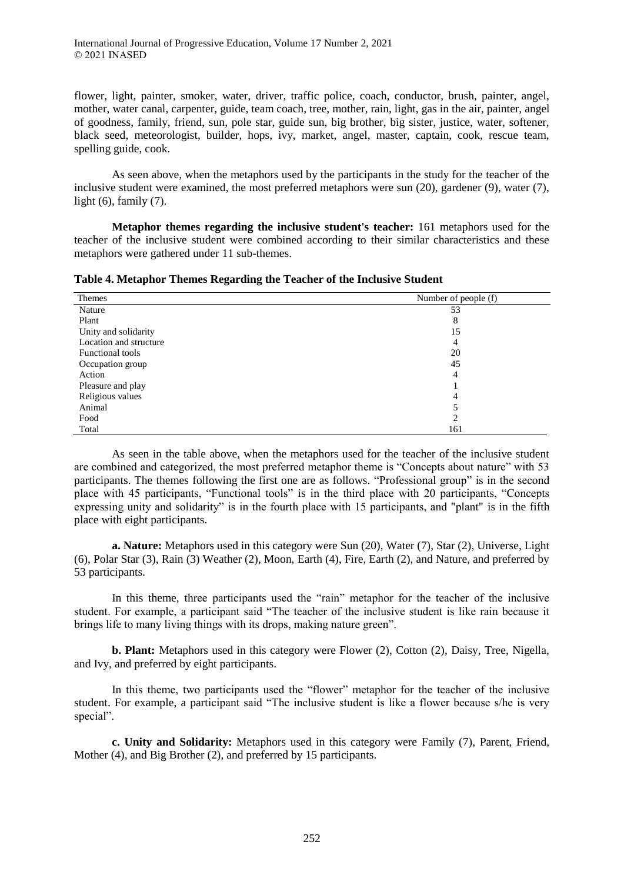flower, light, painter, smoker, water, driver, traffic police, coach, conductor, brush, painter, angel, mother, water canal, carpenter, guide, team coach, tree, mother, rain, light, gas in the air, painter, angel of goodness, family, friend, sun, pole star, guide sun, big brother, big sister, justice, water, softener, black seed, meteorologist, builder, hops, ivy, market, angel, master, captain, cook, rescue team, spelling guide, cook.

As seen above, when the metaphors used by the participants in the study for the teacher of the inclusive student were examined, the most preferred metaphors were sun (20), gardener (9), water (7), light (6), family (7).

**Metaphor themes regarding the inclusive student's teacher:** 161 metaphors used for the teacher of the inclusive student were combined according to their similar characteristics and these metaphors were gathered under 11 sub-themes.

**Table 4. Metaphor Themes Regarding the Teacher of the Inclusive Student**

| Themes | Number of people (f) |
|---|---|
| Nature | 53 |
| Plant | 8 |
| Unity and solidarity | 15 |
| Location and structure | 4 |
| Functional tools | 20 |
| Occupation group | 45 |
| Action | 4 |
| Pleasure and play | 1 |
| Religious values | 4 |
| Animal | 5 |
| Food | 2 |
| Total | 161 |

As seen in the table above, when the metaphors used for the teacher of the inclusive student are combined and categorized, the most preferred metaphor theme is "Concepts about nature" with 53 participants. The themes following the first one are as follows. "Professional group" is in the second place with 45 participants, "Functional tools" is in the third place with 20 participants, "Concepts expressing unity and solidarity" is in the fourth place with 15 participants, and "plant" is in the fifth place with eight participants.

**a. Nature:** Metaphors used in this category were Sun (20), Water (7), Star (2), Universe, Light (6), Polar Star (3), Rain (3) Weather (2), Moon, Earth (4), Fire, Earth (2), and Nature, and preferred by 53 participants.

In this theme, three participants used the "rain" metaphor for the teacher of the inclusive student. For example, a participant said "The teacher of the inclusive student is like rain because it brings life to many living things with its drops, making nature green".

**b. Plant:** Metaphors used in this category were Flower (2), Cotton (2), Daisy, Tree, Nigella, and Ivy, and preferred by eight participants.

In this theme, two participants used the "flower" metaphor for the teacher of the inclusive student. For example, a participant said "The inclusive student is like a flower because s/he is very special".

**c. Unity and Solidarity:** Metaphors used in this category were Family (7), Parent, Friend, Mother (4), and Big Brother (2), and preferred by 15 participants.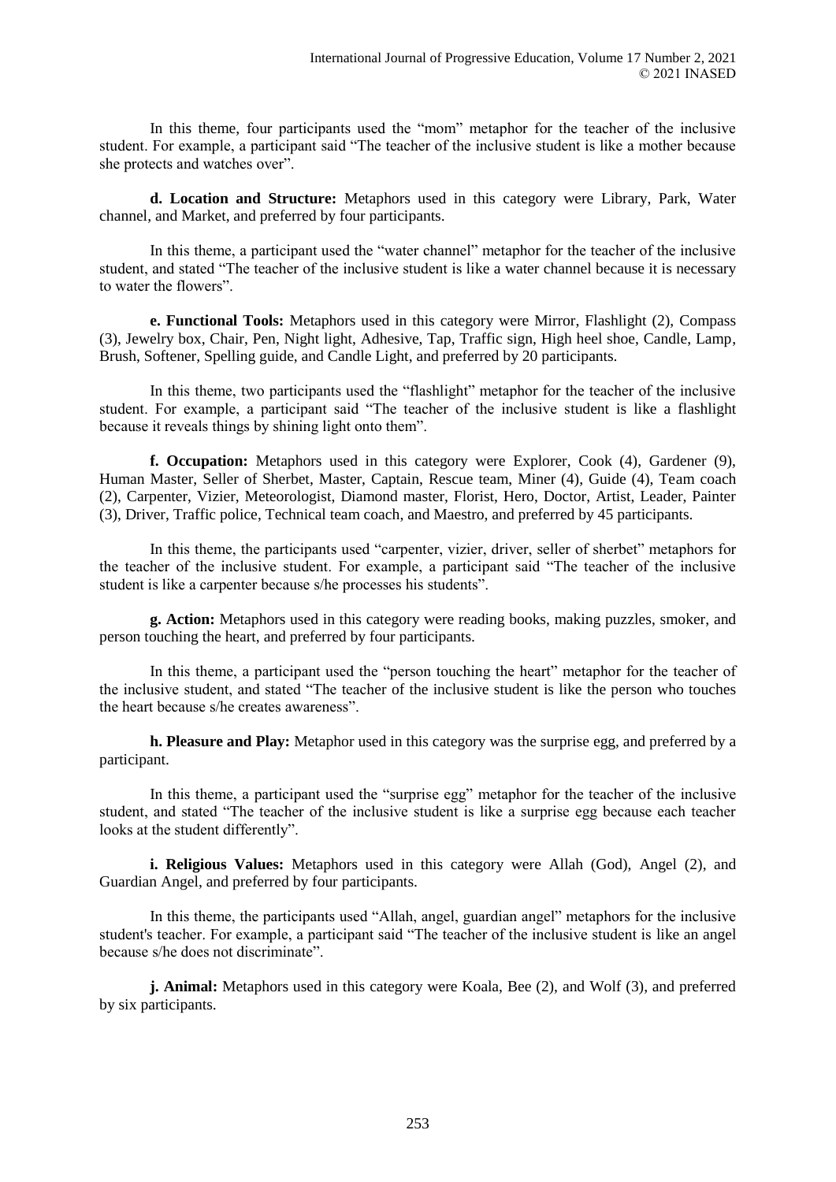In this theme, four participants used the "mom" metaphor for the teacher of the inclusive student. For example, a participant said "The teacher of the inclusive student is like a mother because she protects and watches over".

**d. Location and Structure:** Metaphors used in this category were Library, Park, Water channel, and Market, and preferred by four participants.

In this theme, a participant used the "water channel" metaphor for the teacher of the inclusive student, and stated "The teacher of the inclusive student is like a water channel because it is necessary to water the flowers".

**e. Functional Tools:** Metaphors used in this category were Mirror, Flashlight (2), Compass (3), Jewelry box, Chair, Pen, Night light, Adhesive, Tap, Traffic sign, High heel shoe, Candle, Lamp, Brush, Softener, Spelling guide, and Candle Light, and preferred by 20 participants.

In this theme, two participants used the "flashlight" metaphor for the teacher of the inclusive student. For example, a participant said "The teacher of the inclusive student is like a flashlight because it reveals things by shining light onto them".

**f. Occupation:** Metaphors used in this category were Explorer, Cook (4), Gardener (9), Human Master, Seller of Sherbet, Master, Captain, Rescue team, Miner (4), Guide (4), Team coach (2), Carpenter, Vizier, Meteorologist, Diamond master, Florist, Hero, Doctor, Artist, Leader, Painter (3), Driver, Traffic police, Technical team coach, and Maestro, and preferred by 45 participants.

In this theme, the participants used "carpenter, vizier, driver, seller of sherbet" metaphors for the teacher of the inclusive student. For example, a participant said "The teacher of the inclusive student is like a carpenter because s/he processes his students".

**g. Action:** Metaphors used in this category were reading books, making puzzles, smoker, and person touching the heart, and preferred by four participants.

In this theme, a participant used the "person touching the heart" metaphor for the teacher of the inclusive student, and stated "The teacher of the inclusive student is like the person who touches the heart because s/he creates awareness".

**h. Pleasure and Play:** Metaphor used in this category was the surprise egg, and preferred by a participant.

In this theme, a participant used the "surprise egg" metaphor for the teacher of the inclusive student, and stated "The teacher of the inclusive student is like a surprise egg because each teacher looks at the student differently".

**i. Religious Values:** Metaphors used in this category were Allah (God), Angel (2), and Guardian Angel, and preferred by four participants.

In this theme, the participants used "Allah, angel, guardian angel" metaphors for the inclusive student's teacher. For example, a participant said "The teacher of the inclusive student is like an angel because s/he does not discriminate".

**j. Animal:** Metaphors used in this category were Koala, Bee (2), and Wolf (3), and preferred by six participants.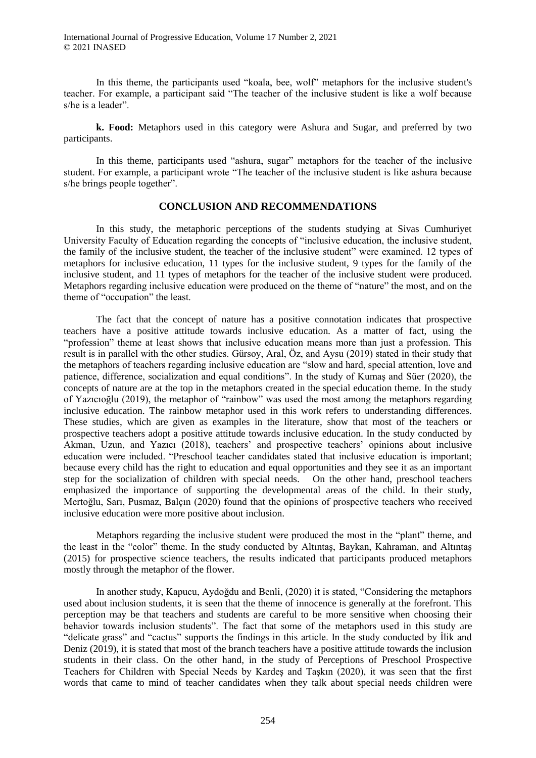In this theme, the participants used "koala, bee, wolf" metaphors for the inclusive student's teacher. For example, a participant said "The teacher of the inclusive student is like a wolf because s/he is a leader".

**k. Food:** Metaphors used in this category were Ashura and Sugar, and preferred by two participants.

In this theme, participants used "ashura, sugar" metaphors for the teacher of the inclusive student. For example, a participant wrote "The teacher of the inclusive student is like ashura because s/he brings people together".

## CONCLUSION AND RECOMMENDATIONS

In this study, the metaphoric perceptions of the students studying at Sivas Cumhuriyet University Faculty of Education regarding the concepts of "inclusive education, the inclusive student, the family of the inclusive student, the teacher of the inclusive student" were examined. 12 types of metaphors for inclusive education, 11 types for the inclusive student, 9 types for the family of the inclusive student, and 11 types of metaphors for the teacher of the inclusive student were produced. Metaphors regarding inclusive education were produced on the theme of "nature" the most, and on the theme of "occupation" the least.

The fact that the concept of nature has a positive connotation indicates that prospective teachers have a positive attitude towards inclusive education. As a matter of fact, using the "profession" theme at least shows that inclusive education means more than just a profession. This result is in parallel with the other studies. Gürsoy, Aral, Öz, and Aysu (2019) stated in their study that the metaphors of teachers regarding inclusive education are "slow and hard, special attention, love and patience, difference, socialization and equal conditions". In the study of Kumaş and Süer (2020), the concepts of nature are at the top in the metaphors created in the special education theme. In the study of Yazıcıoğlu (2019), the metaphor of "rainbow" was used the most among the metaphors regarding inclusive education. The rainbow metaphor used in this work refers to understanding differences. These studies, which are given as examples in the literature, show that most of the teachers or prospective teachers adopt a positive attitude towards inclusive education. In the study conducted by Akman, Uzun, and Yazıcı (2018), teachers' and prospective teachers' opinions about inclusive education were included. "Preschool teacher candidates stated that inclusive education is important; because every child has the right to education and equal opportunities and they see it as an important step for the socialization of children with special needs. On the other hand, preschool teachers emphasized the importance of supporting the developmental areas of the child. In their study, Mertoğlu, Sarı, Pusmaz, Balçın (2020) found that the opinions of prospective teachers who received inclusive education were more positive about inclusion.

Metaphors regarding the inclusive student were produced the most in the "plant" theme, and the least in the "color" theme. In the study conducted by Altıntaş, Baykan, Kahraman, and Altıntaş (2015) for prospective science teachers, the results indicated that participants produced metaphors mostly through the metaphor of the flower.

In another study, Kapucu, Aydoğdu and Benli, (2020) it is stated, "Considering the metaphors used about inclusion students, it is seen that the theme of innocence is generally at the forefront. This perception may be that teachers and students are careful to be more sensitive when choosing their behavior towards inclusion students". The fact that some of the metaphors used in this study are "delicate grass" and "cactus" supports the findings in this article. In the study conducted by İlik and Deniz (2019), it is stated that most of the branch teachers have a positive attitude towards the inclusion students in their class. On the other hand, in the study of Perceptions of Preschool Prospective Teachers for Children with Special Needs by Kardeş and Taşkın (2020), it was seen that the first words that came to mind of teacher candidates when they talk about special needs children were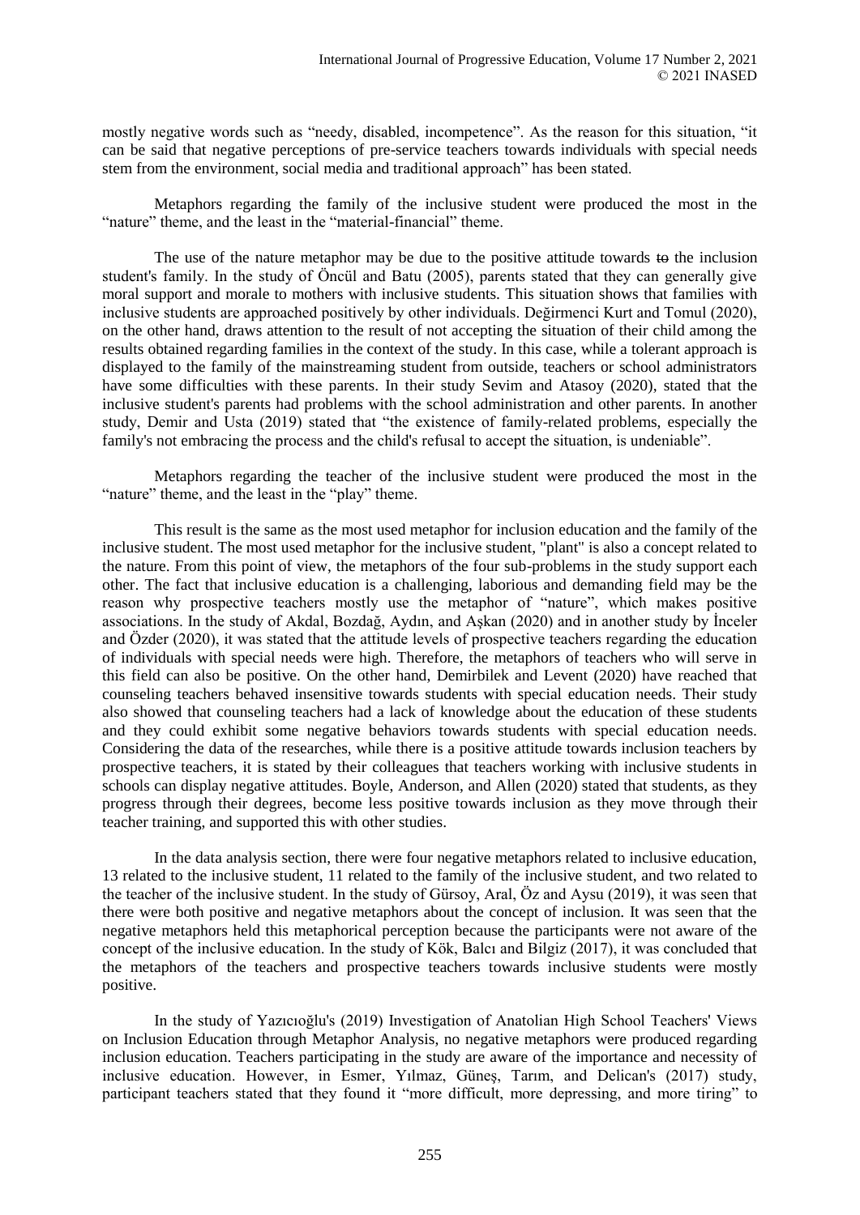mostly negative words such as "needy, disabled, incompetence". As the reason for this situation, "it can be said that negative perceptions of pre-service teachers towards individuals with special needs stem from the environment, social media and traditional approach" has been stated.

Metaphors regarding the family of the inclusive student were produced the most in the "nature" theme, and the least in the "material-financial" theme.

The use of the nature metaphor may be due to the positive attitude towards ~~to~~ the inclusion student's family. In the study of Öncül and Batu (2005), parents stated that they can generally give moral support and morale to mothers with inclusive students. This situation shows that families with inclusive students are approached positively by other individuals. Değirmenci Kurt and Tomul (2020), on the other hand, draws attention to the result of not accepting the situation of their child among the results obtained regarding families in the context of the study. In this case, while a tolerant approach is displayed to the family of the mainstreaming student from outside, teachers or school administrators have some difficulties with these parents. In their study Sevim and Atasoy (2020), stated that the inclusive student's parents had problems with the school administration and other parents. In another study, Demir and Usta (2019) stated that "the existence of family-related problems, especially the family's not embracing the process and the child's refusal to accept the situation, is undeniable".

Metaphors regarding the teacher of the inclusive student were produced the most in the "nature" theme, and the least in the "play" theme.

This result is the same as the most used metaphor for inclusion education and the family of the inclusive student. The most used metaphor for the inclusive student, "plant" is also a concept related to the nature. From this point of view, the metaphors of the four sub-problems in the study support each other. The fact that inclusive education is a challenging, laborious and demanding field may be the reason why prospective teachers mostly use the metaphor of "nature", which makes positive associations. In the study of Akdal, Bozdağ, Aydın, and Aşkan (2020) and in another study by İnceler and Özder (2020), it was stated that the attitude levels of prospective teachers regarding the education of individuals with special needs were high. Therefore, the metaphors of teachers who will serve in this field can also be positive. On the other hand, Demirbilek and Levent (2020) have reached that counseling teachers behaved insensitive towards students with special education needs. Their study also showed that counseling teachers had a lack of knowledge about the education of these students and they could exhibit some negative behaviors towards students with special education needs. Considering the data of the researches, while there is a positive attitude towards inclusion teachers by prospective teachers, it is stated by their colleagues that teachers working with inclusive students in schools can display negative attitudes. Boyle, Anderson, and Allen (2020) stated that students, as they progress through their degrees, become less positive towards inclusion as they move through their teacher training, and supported this with other studies.

In the data analysis section, there were four negative metaphors related to inclusive education, 13 related to the inclusive student, 11 related to the family of the inclusive student, and two related to the teacher of the inclusive student. In the study of Gürsoy, Aral, Öz and Aysu (2019), it was seen that there were both positive and negative metaphors about the concept of inclusion. It was seen that the negative metaphors held this metaphorical perception because the participants were not aware of the concept of the inclusive education. In the study of Kök, Balcı and Bilgiz (2017), it was concluded that the metaphors of the teachers and prospective teachers towards inclusive students were mostly positive.

In the study of Yazıcıoğlu's (2019) Investigation of Anatolian High School Teachers' Views on Inclusion Education through Metaphor Analysis, no negative metaphors were produced regarding inclusion education. Teachers participating in the study are aware of the importance and necessity of inclusive education. However, in Esmer, Yılmaz, Güneş, Tarım, and Delican's (2017) study, participant teachers stated that they found it "more difficult, more depressing, and more tiring" to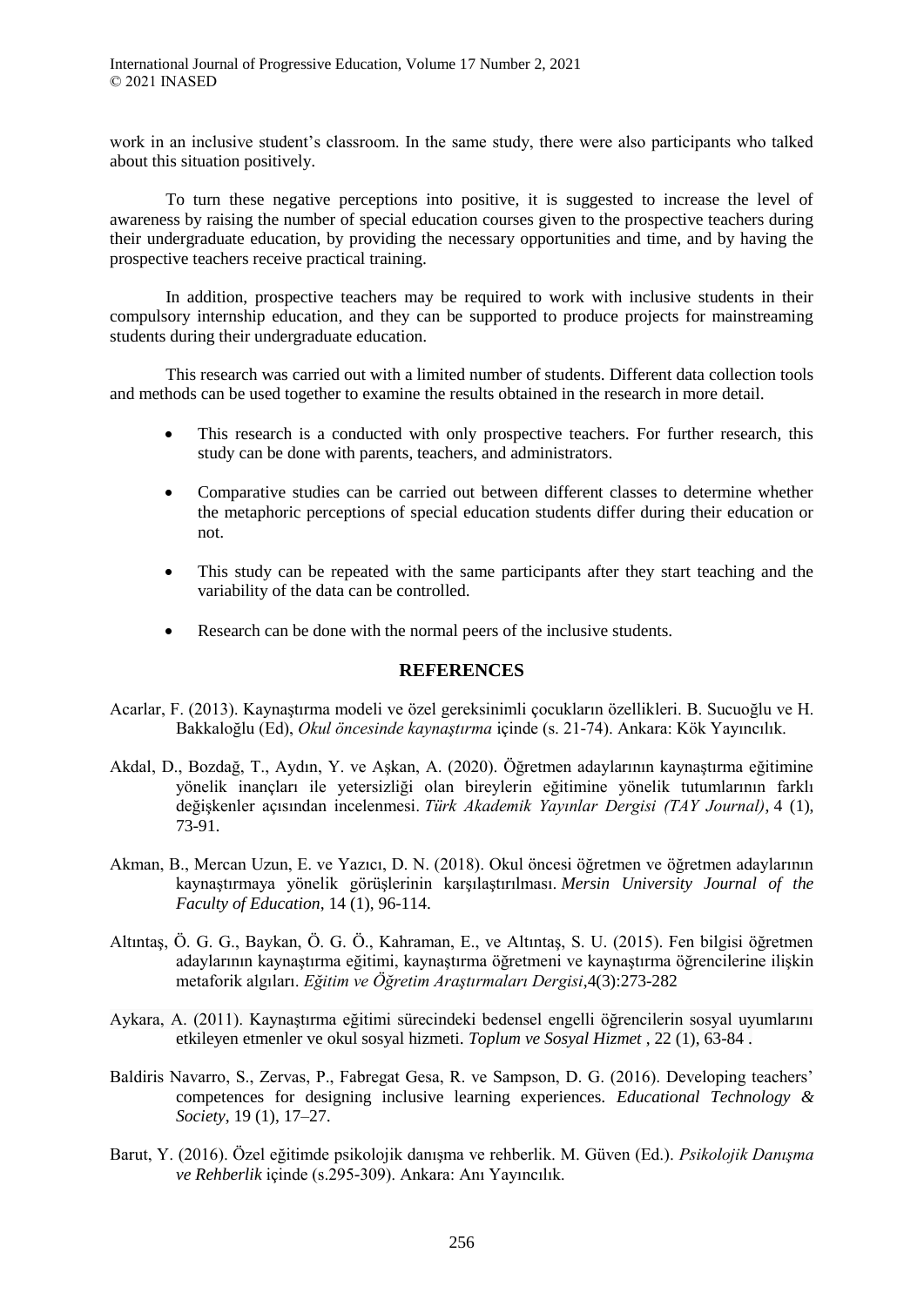work in an inclusive student's classroom. In the same study, there were also participants who talked about this situation positively.

To turn these negative perceptions into positive, it is suggested to increase the level of awareness by raising the number of special education courses given to the prospective teachers during their undergraduate education, by providing the necessary opportunities and time, and by having the prospective teachers receive practical training.

In addition, prospective teachers may be required to work with inclusive students in their compulsory internship education, and they can be supported to produce projects for mainstreaming students during their undergraduate education.

This research was carried out with a limited number of students. Different data collection tools and methods can be used together to examine the results obtained in the research in more detail.

- This research is a conducted with only prospective teachers. For further research, this study can be done with parents, teachers, and administrators.
- Comparative studies can be carried out between different classes to determine whether the metaphoric perceptions of special education students differ during their education or not.
- This study can be repeated with the same participants after they start teaching and the variability of the data can be controlled.
- Research can be done with the normal peers of the inclusive students.

## REFERENCES

Acarlar, F. (2013). Kaynaştırma modeli ve özel gereksinimli çocukların özellikleri. B. Sucuoğlu ve H. Bakkaloğlu (Ed), *Okul öncesinde kaynaştırma* içinde (s. 21-74). Ankara: Kök Yayıncılık.

Akdal, D., Bozdağ, T., Aydın, Y. ve Aşkan, A. (2020). Öğretmen adaylarının kaynaştırma eğitimine yönelik inançları ile yetersizliği olan bireylerin eğitimine yönelik tutumlarının farklı değişkenler açısından incelenmesi. *Türk Akademik Yayınlar Dergisi (TAY Journal)*, 4 (1), 73-91.

Akman, B., Mercan Uzun, E. ve Yazıcı, D. N. (2018). Okul öncesi öğretmen ve öğretmen adaylarının kaynaştırmaya yönelik görüşlerinin karşılaştırılması. *Mersin University Journal of the Faculty of Education*, 14 (1), 96-114.

Altıntaş, Ö. G. G., Baykan, Ö. G. Ö., Kahraman, E., ve Altıntaş, S. U. (2015). Fen bilgisi öğretmen adaylarının kaynaştırma eğitimi, kaynaştırma öğretmeni ve kaynaştırma öğrencilerine ilişkin metaforik algıları. *Eğitim ve Öğretim Araştırmaları Dergisi*,4(3):273-282

Aykara, A. (2011). Kaynaştırma eğitimi sürecindeki bedensel engelli öğrencilerin sosyal uyumlarını etkileyen etmenler ve okul sosyal hizmeti. *Toplum ve Sosyal Hizmet* , 22 (1), 63-84 .

Baldiris Navarro, S., Zervas, P., Fabregat Gesa, R. ve Sampson, D. G. (2016). Developing teachers' competences for designing inclusive learning experiences. *Educational Technology & Society*, 19 (1), 17–27.

Barut, Y. (2016). Özel eğitimde psikolojik danışma ve rehberlik. M. Güven (Ed.). *Psikolojik Danışma ve Rehberlik* içinde (s.295-309). Ankara: Anı Yayıncılık.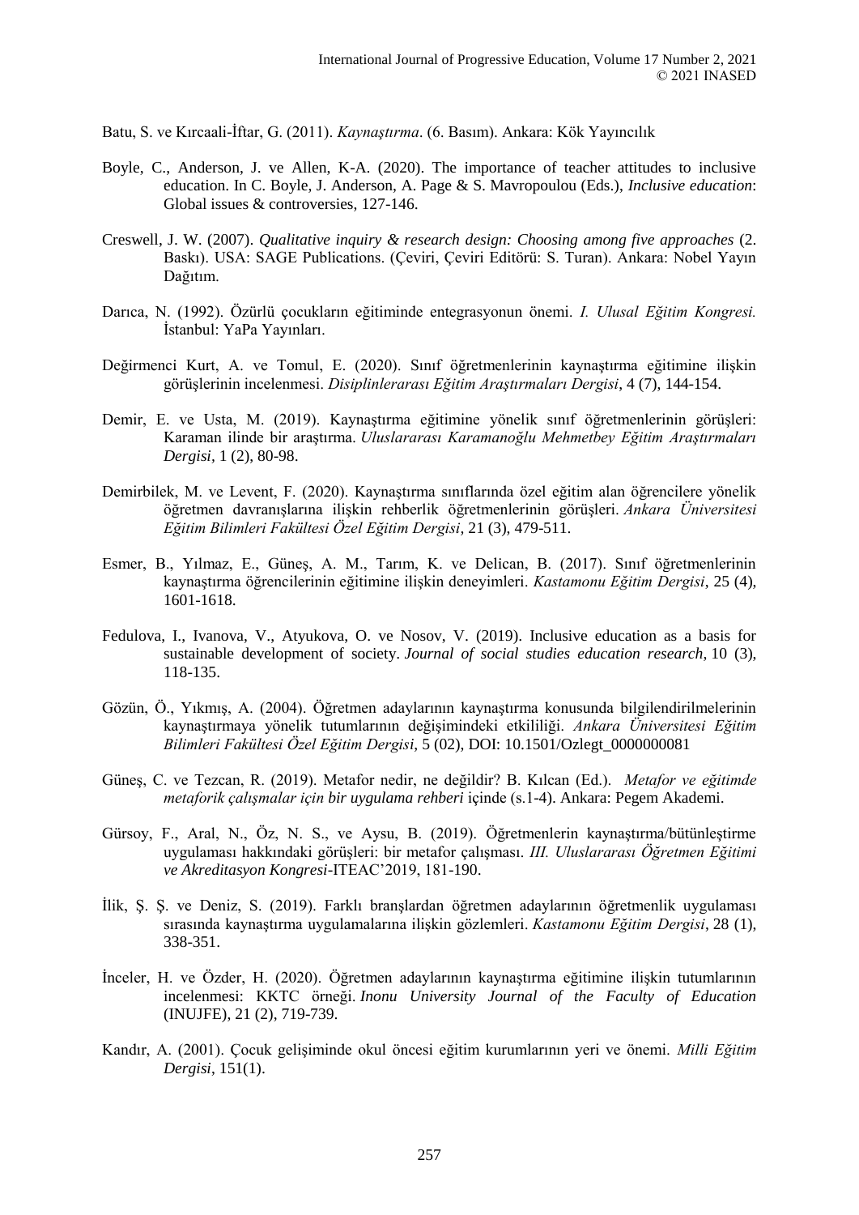Batu, S. ve Kırcaali-İftar, G. (2011). *Kaynaştırma*. (6. Basım). Ankara: Kök Yayıncılık

Boyle, C., Anderson, J. ve Allen, K-A. (2020). The importance of teacher attitudes to inclusive education. In C. Boyle, J. Anderson, A. Page & S. Mavropoulou (Eds.), *Inclusive education*: Global issues & controversies, 127-146.

Creswell, J. W. (2007). *Qualitative inquiry & research design: Choosing among five approaches* (2. Baskı). USA: SAGE Publications. (Çeviri, Çeviri Editörü: S. Turan). Ankara: Nobel Yayın Dağıtım.

Darıca, N. (1992). Özürlü çocukların eğitiminde entegrasyonun önemi. *I. Ulusal Eğitim Kongresi.* İstanbul: YaPa Yayınları.

Değirmenci Kurt, A. ve Tomul, E. (2020). Sınıf öğretmenlerinin kaynaştırma eğitimine ilişkin görüşlerinin incelenmesi. *Disiplinlerarası Eğitim Araştırmaları Dergisi*, 4 (7), 144-154.

Demir, E. ve Usta, M. (2019). Kaynaştırma eğitimine yönelik sınıf öğretmenlerinin görüşleri: Karaman ilinde bir araştırma. *Uluslararası Karamanoğlu Mehmetbey Eğitim Araştırmaları Dergisi*, 1 (2), 80-98.

Demirbilek, M. ve Levent, F. (2020). Kaynaştırma sınıflarında özel eğitim alan öğrencilere yönelik öğretmen davranışlarına ilişkin rehberlik öğretmenlerinin görüşleri. *Ankara Üniversitesi Eğitim Bilimleri Fakültesi Özel Eğitim Dergisi*, 21 (3), 479-511.

Esmer, B., Yılmaz, E., Güneş, A. M., Tarım, K. ve Delican, B. (2017). Sınıf öğretmenlerinin kaynaştırma öğrencilerinin eğitimine ilişkin deneyimleri. *Kastamonu Eğitim Dergisi*, 25 (4), 1601-1618.

Fedulova, I., Ivanova, V., Atyukova, O. ve Nosov, V. (2019). Inclusive education as a basis for sustainable development of society. *Journal of social studies education research*, 10 (3), 118-135.

Gözün, Ö., Yıkmış, A. (2004). Öğretmen adaylarının kaynaştırma konusunda bilgilendirilmelerinin kaynaştırmaya yönelik tutumlarının değişimindeki etkililiği. *Ankara Üniversitesi Eğitim Bilimleri Fakültesi Özel Eğitim Dergisi*, 5 (02), DOI: 10.1501/Ozlegt_0000000081

Güneş, C. ve Tezcan, R. (2019). Metafor nedir, ne değildir? B. Kılcan (Ed.). *Metafor ve eğitimde metaforik çalışmalar için bir uygulama rehberi* içinde (s.1-4). Ankara: Pegem Akademi.

Gürsoy, F., Aral, N., Öz, N. S., ve Aysu, B. (2019). Öğretmenlerin kaynaştırma/bütünleştirme uygulaması hakkındaki görüşleri: bir metafor çalışması. *III. Uluslararası Öğretmen Eğitimi ve Akreditasyon Kongresi*-ITEAC'2019, 181-190.

İlik, Ş. Ş. ve Deniz, S. (2019). Farklı branşlardan öğretmen adaylarının öğretmenlik uygulaması sırasında kaynaştırma uygulamalarına ilişkin gözlemleri. *Kastamonu Eğitim Dergisi*, 28 (1), 338-351.

İnceler, H. ve Özder, H. (2020). Öğretmen adaylarının kaynaştırma eğitimine ilişkin tutumlarının incelenmesi: KKTC örneği. *Inonu University Journal of the Faculty of Education* (INUJFE), 21 (2), 719-739.

Kandır, A. (2001). Çocuk gelişiminde okul öncesi eğitim kurumlarının yeri ve önemi. *Milli Eğitim Dergisi*, 151(1).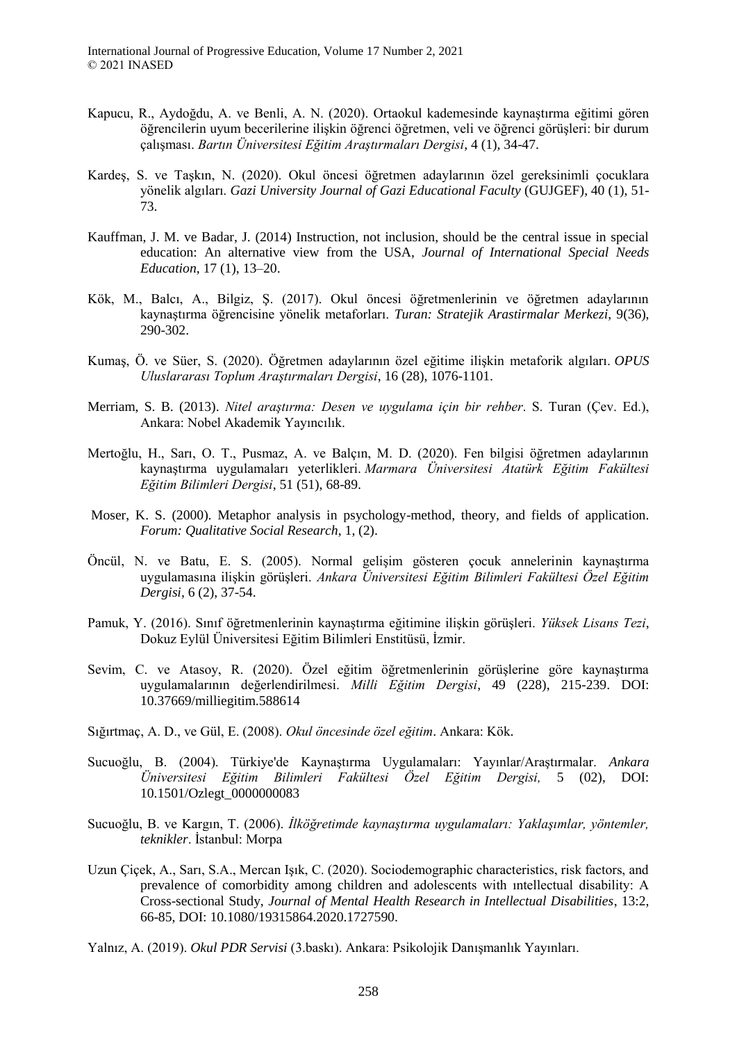Kapucu, R., Aydoğdu, A. ve Benli, A. N. (2020). Ortaokul kademesinde kaynaştırma eğitimi gören öğrencilerin uyum becerilerine ilişkin öğrenci öğretmen, veli ve öğrenci görüşleri: bir durum çalışması. *Bartın Üniversitesi Eğitim Araştırmaları Dergisi*, 4 (1), 34-47.

Kardeş, S. ve Taşkın, N. (2020). Okul öncesi öğretmen adaylarının özel gereksinimli çocuklara yönelik algıları. *Gazi University Journal of Gazi Educational Faculty* (GUJGEF), 40 (1), 51-73.

Kauffman, J. M. ve Badar, J. (2014) Instruction, not inclusion, should be the central issue in special education: An alternative view from the USA, *Journal of International Special Needs Education*, 17 (1), 13–20.

Kök, M., Balcı, A., Bilgiz, Ş. (2017). Okul öncesi öğretmenlerinin ve öğretmen adaylarının kaynaştırma öğrencisine yönelik metaforları. *Turan: Stratejik Arastirmalar Merkezi*, 9(36), 290-302.

Kumaş, Ö. ve Süer, S. (2020). Öğretmen adaylarının özel eğitime ilişkin metaforik algıları. *OPUS Uluslararası Toplum Araştırmaları Dergisi*, 16 (28), 1076-1101.

Merriam, S. B. (2013). *Nitel araştırma: Desen ve uygulama için bir rehber*. S. Turan (Çev. Ed.), Ankara: Nobel Akademik Yayıncılık.

Mertoğlu, H., Sarı, O. T., Pusmaz, A. ve Balçın, M. D. (2020). Fen bilgisi öğretmen adaylarının kaynaştırma uygulamaları yeterlikleri. *Marmara Üniversitesi Atatürk Eğitim Fakültesi Eğitim Bilimleri Dergisi*, 51 (51), 68-89.

Moser, K. S. (2000). Metaphor analysis in psychology-method, theory, and fields of application. *Forum: Qualitative Social Research*, 1, (2).

Öncül, N. ve Batu, E. S. (2005). Normal gelişim gösteren çocuk annelerinin kaynaştırma uygulamasına ilişkin görüşleri. *Ankara Üniversitesi Eğitim Bilimleri Fakültesi Özel Eğitim Dergisi*, 6 (2), 37-54.

Pamuk, Y. (2016). Sınıf öğretmenlerinin kaynaştırma eğitimine ilişkin görüşleri. *Yüksek Lisans Tezi*, Dokuz Eylül Üniversitesi Eğitim Bilimleri Enstitüsü, İzmir.

Sevim, C. ve Atasoy, R. (2020). Özel eğitim öğretmenlerinin görüşlerine göre kaynaştırma uygulamalarının değerlendirilmesi. *Milli Eğitim Dergisi*, 49 (228), 215-239. DOI: 10.37669/milliegitim.588614

Sığırtmaç, A. D., ve Gül, E. (2008). *Okul öncesinde özel eğitim*. Ankara: Kök.

Sucuoğlu, B. (2004). Türkiye'de Kaynaştırma Uygulamaları: Yayınlar/Araştırmalar. *Ankara Üniversitesi Eğitim Bilimleri Fakültesi Özel Eğitim Dergisi,* 5 (02), DOI: 10.1501/Ozlegt_0000000083

Sucuoğlu, B. ve Kargın, T. (2006). *İlköğretimde kaynaştırma uygulamaları: Yaklaşımlar, yöntemler, teknikler*. İstanbul: Morpa

Uzun Çiçek, A., Sarı, S.A., Mercan Işık, C. (2020). Sociodemographic characteristics, risk factors, and prevalence of comorbidity among children and adolescents with ıntellectual disability: A Cross-sectional Study, *Journal of Mental Health Research in Intellectual Disabilities*, 13:2, 66-85, DOI: 10.1080/19315864.2020.1727590.

Yalnız, A. (2019). *Okul PDR Servisi* (3.baskı). Ankara: Psikolojik Danışmanlık Yayınları.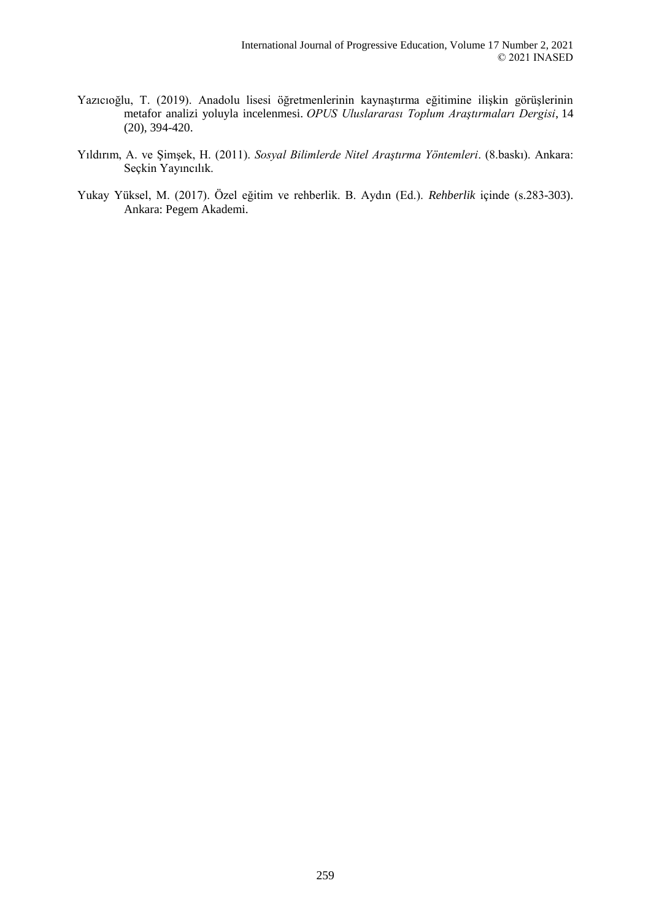Yazıcıoğlu, T. (2019). Anadolu lisesi öğretmenlerinin kaynaştırma eğitimine ilişkin görüşlerinin metafor analizi yoluyla incelenmesi. *OPUS Uluslararası Toplum Araştırmaları Dergisi*, 14 (20), 394-420.

Yıldırım, A. ve Şimşek, H. (2011). *Sosyal Bilimlerde Nitel Araştırma Yöntemleri*. (8.baskı). Ankara: Seçkin Yayıncılık.

Yukay Yüksel, M. (2017). Özel eğitim ve rehberlik. B. Aydın (Ed.). *Rehberlik* içinde (s.283-303). Ankara: Pegem Akademi.